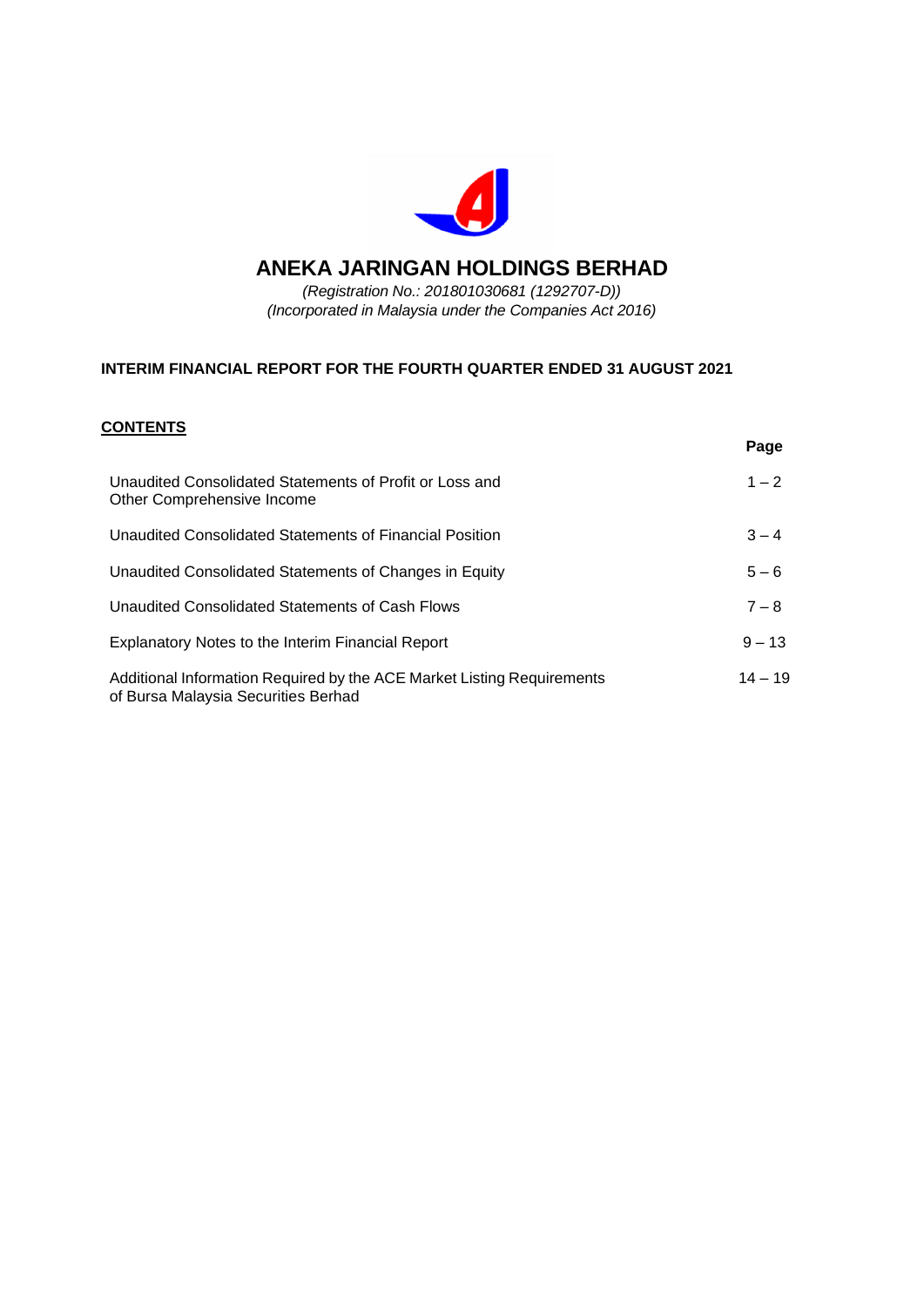# ANEKA JARINGAN HOLDINGS BERHAD

*(Registration No.: 201801030681 (1292707-D))*
*(Incorporated in Malaysia under the Companies Act 2016)*

**INTERIM FINANCIAL REPORT FOR THE FOURTH QUARTER ENDED 31 AUGUST 2021**

**CONTENTS**

| | Page |
|---|---|
| Unaudited Consolidated Statements of Profit or Loss and Other Comprehensive Income | 1 – 2 |
| Unaudited Consolidated Statements of Financial Position | 3 – 4 |
| Unaudited Consolidated Statements of Changes in Equity | 5 – 6 |
| Unaudited Consolidated Statements of Cash Flows | 7 – 8 |
| Explanatory Notes to the Interim Financial Report | 9 – 13 |
| Additional Information Required by the ACE Market Listing Requirements of Bursa Malaysia Securities Berhad | 14 – 19 |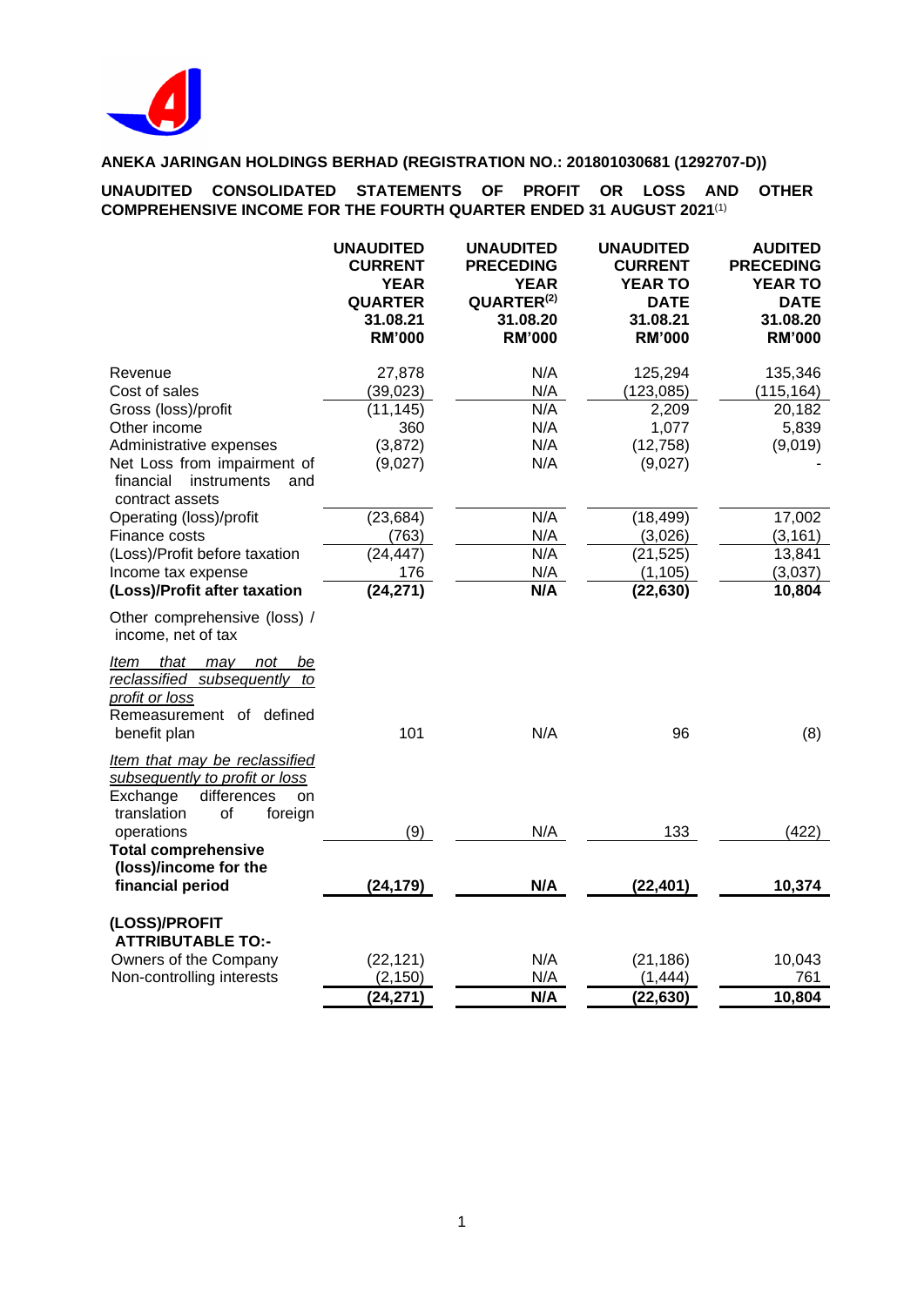**ANEKA JARINGAN HOLDINGS BERHAD (REGISTRATION NO.: 201801030681 (1292707-D))**

**UNAUDITED CONSOLIDATED STATEMENTS OF PROFIT OR LOSS AND OTHER COMPREHENSIVE INCOME FOR THE FOURTH QUARTER ENDED 31 AUGUST 2021**[1]

| | UNAUDITED CURRENT YEAR QUARTER 31.08.21 RM'000 | UNAUDITED PRECEDING YEAR QUARTER[2] 31.08.20 RM'000 | UNAUDITED CURRENT YEAR TO DATE 31.08.21 RM'000 | AUDITED PRECEDING YEAR TO DATE 31.08.20 RM'000 |
|---|---|---|---|---|
| Revenue | 27,878 | N/A | 125,294 | 135,346 |
| Cost of sales | (39,023) | N/A | (123,085) | (115,164) |
| Gross (loss)/profit | (11,145) | N/A | 2,209 | 20,182 |
| Other income | 360 | N/A | 1,077 | 5,839 |
| Administrative expenses | (3,872) | N/A | (12,758) | (9,019) |
| Net Loss from impairment of financial instruments and contract assets | (9,027) | N/A | (9,027) | - |
| Operating (loss)/profit | (23,684) | N/A | (18,499) | 17,002 |
| Finance costs | (763) | N/A | (3,026) | (3,161) |
| (Loss)/Profit before taxation | (24,447) | N/A | (21,525) | 13,841 |
| Income tax expense | 176 | N/A | (1,105) | (3,037) |
| **(Loss)/Profit after taxation** | **(24,271)** | **N/A** | **(22,630)** | **10,804** |
| Other comprehensive (loss) / income, net of tax | | | | |
| *Item that may not be reclassified subsequently to profit or loss* | | | | |
| Remeasurement of defined benefit plan | 101 | N/A | 96 | (8) |
| *Item that may be reclassified subsequently to profit or loss* | | | | |
| Exchange differences on translation of foreign operations | (9) | N/A | 133 | (422) |
| **Total comprehensive (loss)/income for the financial period** | **(24,179)** | **N/A** | **(22,401)** | **10,374** |
| **(LOSS)/PROFIT ATTRIBUTABLE TO:-** | | | | |
| Owners of the Company | (22,121) | N/A | (21,186) | 10,043 |
| Non-controlling interests | (2,150) | N/A | (1,444) | 761 |
| | **(24,271)** | **N/A** | **(22,630)** | **10,804** |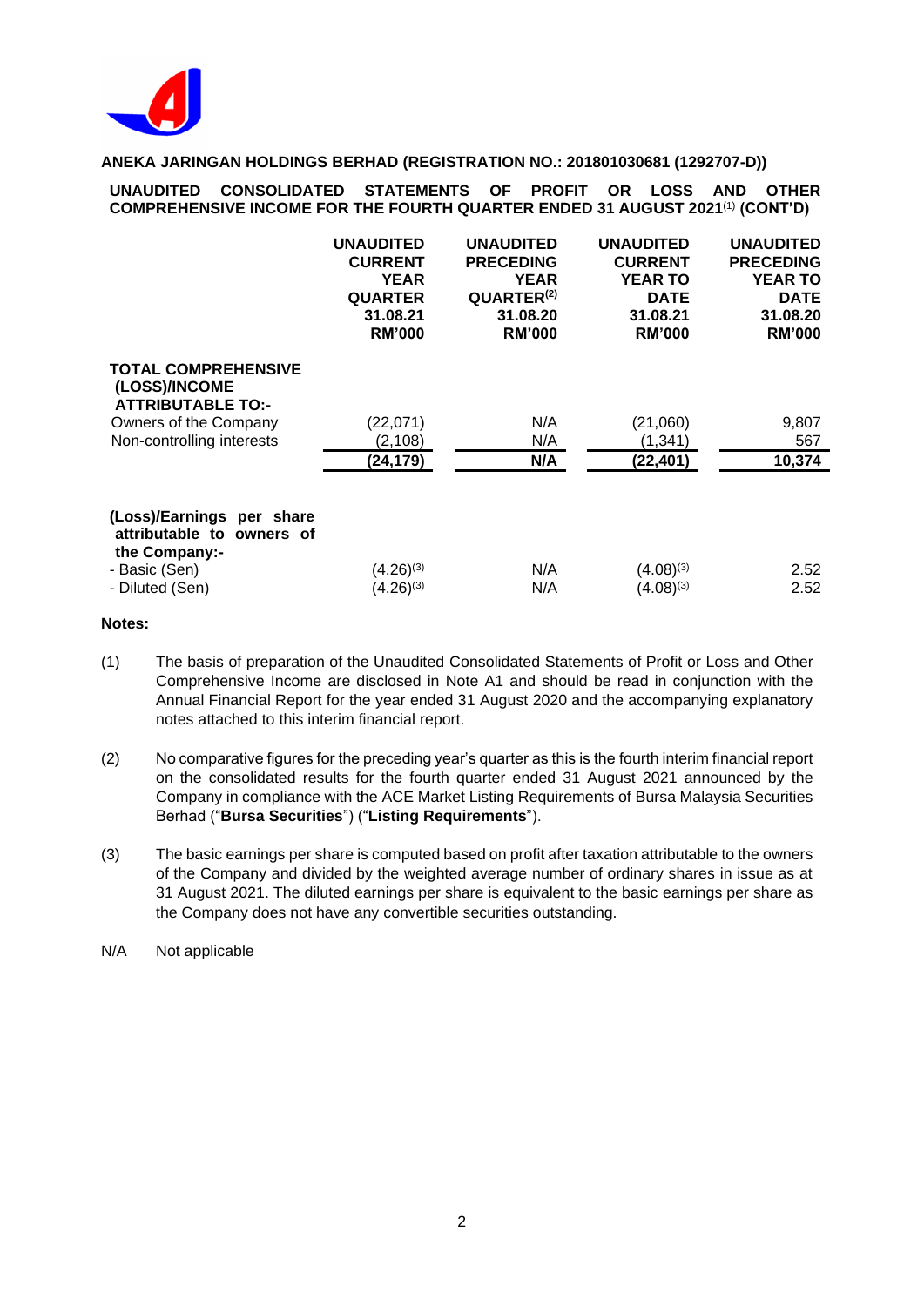**ANEKA JARINGAN HOLDINGS BERHAD (REGISTRATION NO.: 201801030681 (1292707-D))**

**UNAUDITED CONSOLIDATED STATEMENTS OF PROFIT OR LOSS AND OTHER COMPREHENSIVE INCOME FOR THE FOURTH QUARTER ENDED 31 AUGUST 2021[(1)] (CONT'D)**

| | UNAUDITED CURRENT YEAR QUARTER 31.08.21 RM'000 | UNAUDITED PRECEDING YEAR QUARTER[(2)] 31.08.20 RM'000 | UNAUDITED CURRENT YEAR TO DATE 31.08.21 RM'000 | UNAUDITED PRECEDING YEAR TO DATE 31.08.20 RM'000 |
|---|---|---|---|---|
| **TOTAL COMPREHENSIVE (LOSS)/INCOME ATTRIBUTABLE TO:-** | | | | |
| Owners of the Company | (22,071) | N/A | (21,060) | 9,807 |
| Non-controlling interests | (2,108) | N/A | (1,341) | 567 |
| | **(24,179)** | **N/A** | **(22,401)** | **10,374** |
| **(Loss)/Earnings per share attributable to owners of the Company:-** | | | | |
| - Basic (Sen) | (4.26)[(3)] | N/A | (4.08)[(3)] | 2.52 |
| - Diluted (Sen) | (4.26)[(3)] | N/A | (4.08)[(3)] | 2.52 |

**Notes:**

(1) The basis of preparation of the Unaudited Consolidated Statements of Profit or Loss and Other Comprehensive Income are disclosed in Note A1 and should be read in conjunction with the Annual Financial Report for the year ended 31 August 2020 and the accompanying explanatory notes attached to this interim financial report.

(2) No comparative figures for the preceding year's quarter as this is the fourth interim financial report on the consolidated results for the fourth quarter ended 31 August 2021 announced by the Company in compliance with the ACE Market Listing Requirements of Bursa Malaysia Securities Berhad ("**Bursa Securities**") ("**Listing Requirements**").

(3) The basic earnings per share is computed based on profit after taxation attributable to the owners of the Company and divided by the weighted average number of ordinary shares in issue as at 31 August 2021. The diluted earnings per share is equivalent to the basic earnings per share as the Company does not have any convertible securities outstanding.

N/A Not applicable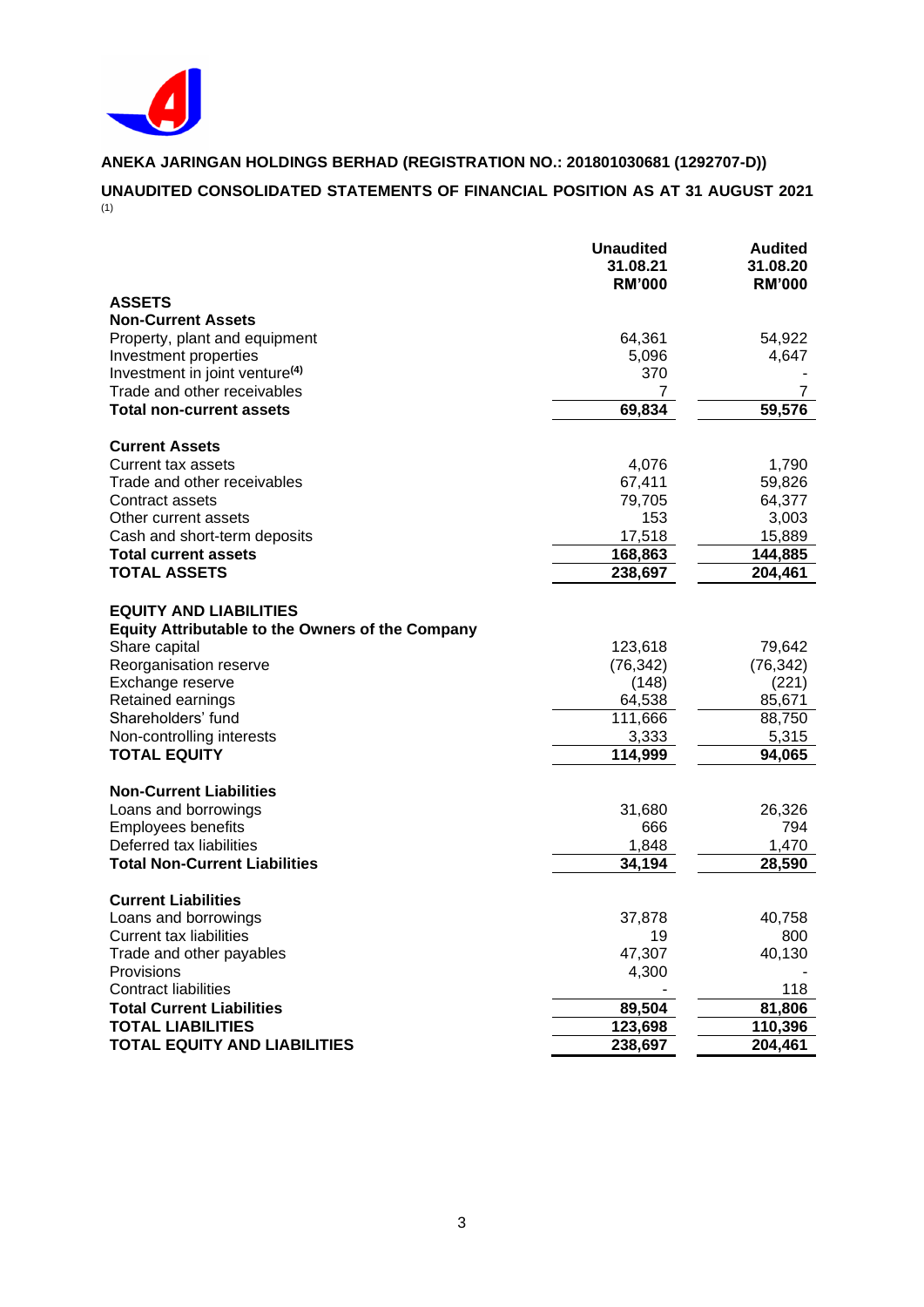**ANEKA JARINGAN HOLDINGS BERHAD (REGISTRATION NO.: 201801030681 (1292707-D))**

**UNAUDITED CONSOLIDATED STATEMENTS OF FINANCIAL POSITION AS AT 31 AUGUST 2021** [(1)]

| | **Unaudited 31.08.21 RM'000** | **Audited 31.08.20 RM'000** |
|---|---|---|
| **ASSETS** | | |
| **Non-Current Assets** | | |
| Property, plant and equipment | 64,361 | 54,922 |
| Investment properties | 5,096 | 4,647 |
| Investment in joint venture[(4)] | 370 | - |
| Trade and other receivables | 7 | 7 |
| **Total non-current assets** | **69,834** | **59,576** |
| | | |
| **Current Assets** | | |
| Current tax assets | 4,076 | 1,790 |
| Trade and other receivables | 67,411 | 59,826 |
| Contract assets | 79,705 | 64,377 |
| Other current assets | 153 | 3,003 |
| Cash and short-term deposits | 17,518 | 15,889 |
| **Total current assets** | **168,863** | **144,885** |
| **TOTAL ASSETS** | **238,697** | **204,461** |
| | | |
| **EQUITY AND LIABILITIES** | | |
| **Equity Attributable to the Owners of the Company** | | |
| Share capital | 123,618 | 79,642 |
| Reorganisation reserve | (76,342) | (76,342) |
| Exchange reserve | (148) | (221) |
| Retained earnings | 64,538 | 85,671 |
| Shareholders' fund | 111,666 | 88,750 |
| Non-controlling interests | 3,333 | 5,315 |
| **TOTAL EQUITY** | **114,999** | **94,065** |
| | | |
| **Non-Current Liabilities** | | |
| Loans and borrowings | 31,680 | 26,326 |
| Employees benefits | 666 | 794 |
| Deferred tax liabilities | 1,848 | 1,470 |
| **Total Non-Current Liabilities** | **34,194** | **28,590** |
| | | |
| **Current Liabilities** | | |
| Loans and borrowings | 37,878 | 40,758 |
| Current tax liabilities | 19 | 800 |
| Trade and other payables | 47,307 | 40,130 |
| Provisions | 4,300 | - |
| Contract liabilities | - | 118 |
| **Total Current Liabilities** | **89,504** | **81,806** |
| **TOTAL LIABILITIES** | **123,698** | **110,396** |
| **TOTAL EQUITY AND LIABILITIES** | **238,697** | **204,461** |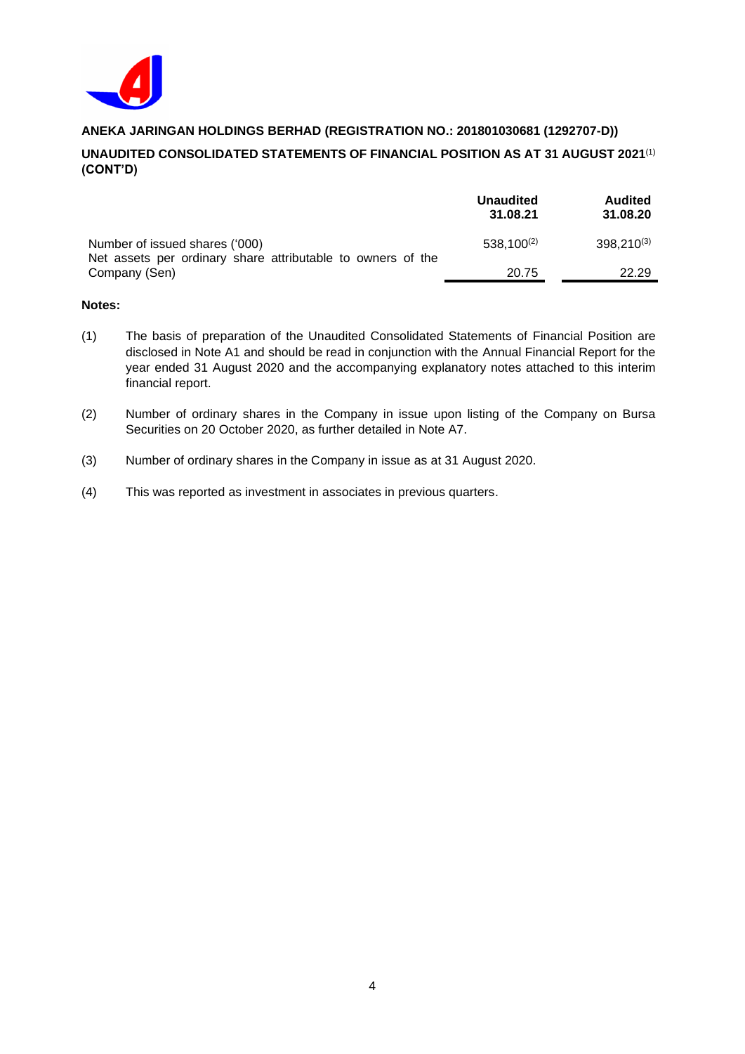**ANEKA JARINGAN HOLDINGS BERHAD (REGISTRATION NO.: 201801030681 (1292707-D))**

**UNAUDITED CONSOLIDATED STATEMENTS OF FINANCIAL POSITION AS AT 31 AUGUST 2021**(1) **(CONT'D)**

| | **Unaudited 31.08.21** | **Audited 31.08.20** |
|---|---|---|
| Number of issued shares ('000) | 538,100(2) | 398,210(3) |
| Net assets per ordinary share attributable to owners of the Company (Sen) | 20.75 | 22.29 |

**Notes:**

(1) The basis of preparation of the Unaudited Consolidated Statements of Financial Position are disclosed in Note A1 and should be read in conjunction with the Annual Financial Report for the year ended 31 August 2020 and the accompanying explanatory notes attached to this interim financial report.

(2) Number of ordinary shares in the Company in issue upon listing of the Company on Bursa Securities on 20 October 2020, as further detailed in Note A7.

(3) Number of ordinary shares in the Company in issue as at 31 August 2020.

(4) This was reported as investment in associates in previous quarters.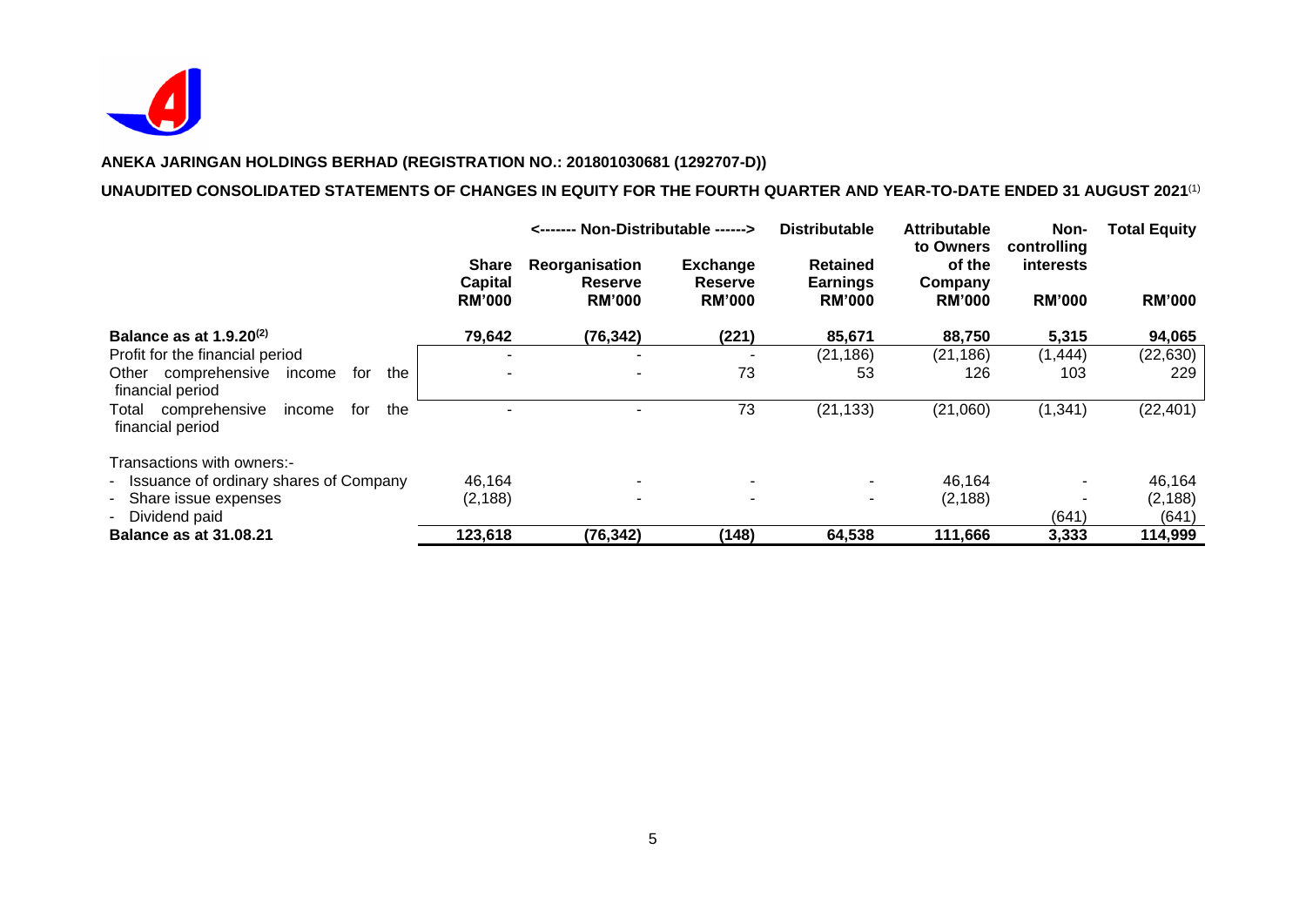**ANEKA JARINGAN HOLDINGS BERHAD (REGISTRATION NO.: 201801030681 (1292707-D))**

**UNAUDITED CONSOLIDATED STATEMENTS OF CHANGES IN EQUITY FOR THE FOURTH QUARTER AND YEAR-TO-DATE ENDED 31 AUGUST 2021**[1]

| | <------- Non-Distributable ------> | | | Distributable | Attributable to Owners of the Company | Non-controlling interests | Total Equity |
|---|---|---|---|---|---|---|---|
| | Share Capital | Reorganisation Reserve | Exchange Reserve | Retained Earnings | | | |
| | RM'000 | RM'000 | RM'000 | RM'000 | RM'000 | RM'000 | RM'000 |
| **Balance as at 1.9.20**[2] | **79,642** | **(76,342)** | **(221)** | **85,671** | **88,750** | **5,315** | **94,065** |
| Profit for the financial period | - | - | - | (21,186) | (21,186) | (1,444) | (22,630) |
| Other comprehensive income for the financial period | - | - | 73 | 53 | 126 | 103 | 229 |
| Total comprehensive income for the financial period | - | - | 73 | (21,133) | (21,060) | (1,341) | (22,401) |
| Transactions with owners:- | | | | | | | |
| - Issuance of ordinary shares of Company | 46,164 | - | - | - | 46,164 | - | 46,164 |
| - Share issue expenses | (2,188) | - | - | - | (2,188) | - | (2,188) |
| - Dividend paid | | | | | | (641) | (641) |
| **Balance as at 31.08.21** | **123,618** | **(76,342)** | **(148)** | **64,538** | **111,666** | **3,333** | **114,999** |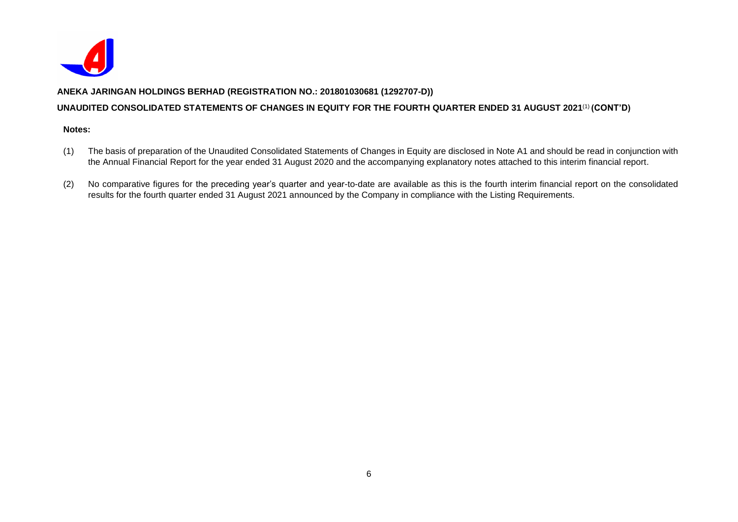**ANEKA JARINGAN HOLDINGS BERHAD (REGISTRATION NO.: 201801030681 (1292707-D))**

**UNAUDITED CONSOLIDATED STATEMENTS OF CHANGES IN EQUITY FOR THE FOURTH QUARTER ENDED 31 AUGUST 2021**(1) **(CONT'D)**

**Notes:**

(1) The basis of preparation of the Unaudited Consolidated Statements of Changes in Equity are disclosed in Note A1 and should be read in conjunction with the Annual Financial Report for the year ended 31 August 2020 and the accompanying explanatory notes attached to this interim financial report.

(2) No comparative figures for the preceding year's quarter and year-to-date are available as this is the fourth interim financial report on the consolidated results for the fourth quarter ended 31 August 2021 announced by the Company in compliance with the Listing Requirements.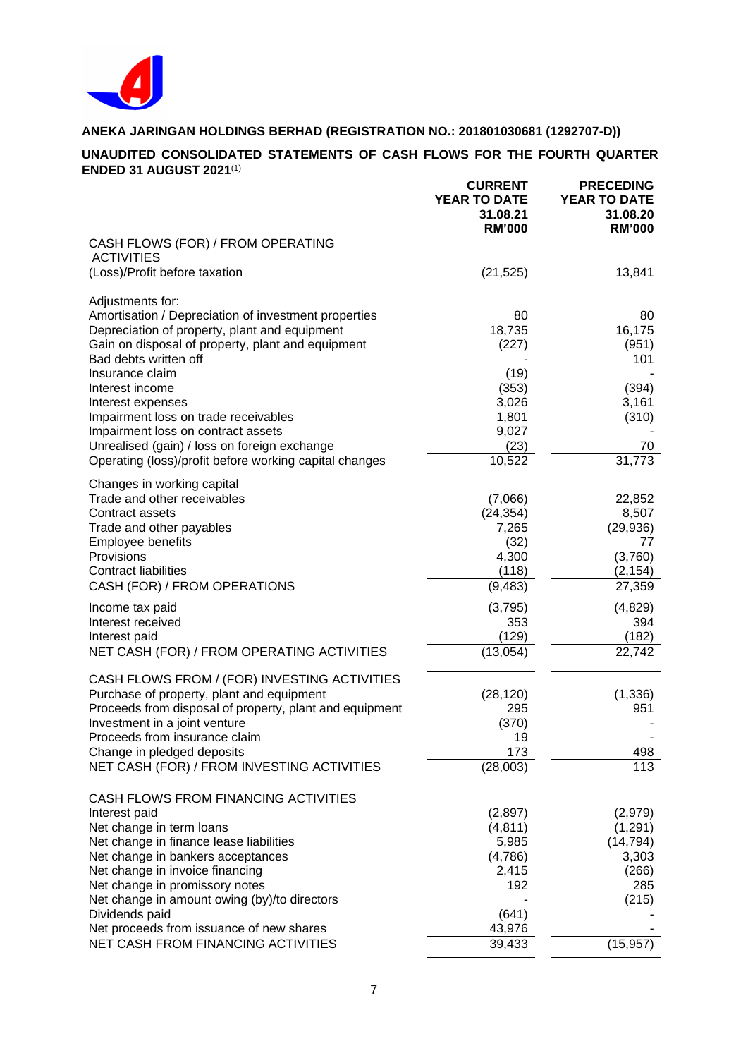**ANEKA JARINGAN HOLDINGS BERHAD (REGISTRATION NO.: 201801030681 (1292707-D))**

**UNAUDITED CONSOLIDATED STATEMENTS OF CASH FLOWS FOR THE FOURTH QUARTER ENDED 31 AUGUST 2021**[(1)]

| | CURRENT YEAR TO DATE 31.08.21 RM'000 | PRECEDING YEAR TO DATE 31.08.20 RM'000 |
|---|---|---|
| CASH FLOWS (FOR) / FROM OPERATING ACTIVITIES | | |
| (Loss)/Profit before taxation | (21,525) | 13,841 |
| | | |
| Adjustments for: | | |
| Amortisation / Depreciation of investment properties | 80 | 80 |
| Depreciation of property, plant and equipment | 18,735 | 16,175 |
| Gain on disposal of property, plant and equipment | (227) | (951) |
| Bad debts written off | - | 101 |
| Insurance claim | (19) | - |
| Interest income | (353) | (394) |
| Interest expenses | 3,026 | 3,161 |
| Impairment loss on trade receivables | 1,801 | (310) |
| Impairment loss on contract assets | 9,027 | - |
| Unrealised (gain) / loss on foreign exchange | (23) | 70 |
| Operating (loss)/profit before working capital changes | 10,522 | 31,773 |
| | | |
| Changes in working capital | | |
| Trade and other receivables | (7,066) | 22,852 |
| Contract assets | (24,354) | 8,507 |
| Trade and other payables | 7,265 | (29,936) |
| Employee benefits | (32) | 77 |
| Provisions | 4,300 | (3,760) |
| Contract liabilities | (118) | (2,154) |
| CASH (FOR) / FROM OPERATIONS | (9,483) | 27,359 |
| | | |
| Income tax paid | (3,795) | (4,829) |
| Interest received | 353 | 394 |
| Interest paid | (129) | (182) |
| NET CASH (FOR) / FROM OPERATING ACTIVITIES | (13,054) | 22,742 |
| | | |
| CASH FLOWS FROM / (FOR) INVESTING ACTIVITIES | | |
| Purchase of property, plant and equipment | (28,120) | (1,336) |
| Proceeds from disposal of property, plant and equipment | 295 | 951 |
| Investment in a joint venture | (370) | - |
| Proceeds from insurance claim | 19 | - |
| Change in pledged deposits | 173 | 498 |
| NET CASH (FOR) / FROM INVESTING ACTIVITIES | (28,003) | 113 |
| | | |
| CASH FLOWS FROM FINANCING ACTIVITIES | | |
| Interest paid | (2,897) | (2,979) |
| Net change in term loans | (4,811) | (1,291) |
| Net change in finance lease liabilities | 5,985 | (14,794) |
| Net change in bankers acceptances | (4,786) | 3,303 |
| Net change in invoice financing | 2,415 | (266) |
| Net change in promissory notes | 192 | 285 |
| Net change in amount owing (by)/to directors | - | (215) |
| Dividends paid | (641) | - |
| Net proceeds from issuance of new shares | 43,976 | - |
| NET CASH FROM FINANCING ACTIVITIES | 39,433 | (15,957) |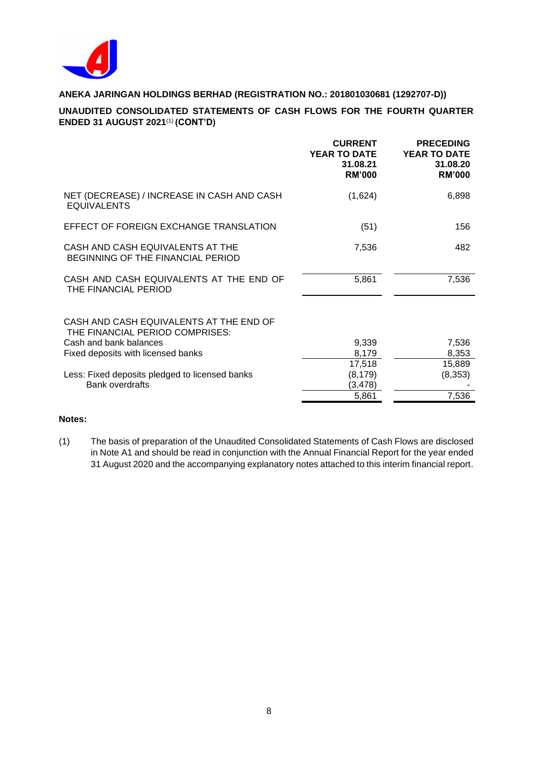**ANEKA JARINGAN HOLDINGS BERHAD (REGISTRATION NO.: 201801030681 (1292707-D))**

**UNAUDITED CONSOLIDATED STATEMENTS OF CASH FLOWS FOR THE FOURTH QUARTER ENDED 31 AUGUST 2021[(1)] (CONT'D)**

| | CURRENT YEAR TO DATE 31.08.21 RM'000 | PRECEDING YEAR TO DATE 31.08.20 RM'000 |
|---|---|---|
| NET (DECREASE) / INCREASE IN CASH AND CASH EQUIVALENTS | (1,624) | 6,898 |
| EFFECT OF FOREIGN EXCHANGE TRANSLATION | (51) | 156 |
| CASH AND CASH EQUIVALENTS AT THE BEGINNING OF THE FINANCIAL PERIOD | 7,536 | 482 |
| CASH AND CASH EQUIVALENTS AT THE END OF THE FINANCIAL PERIOD | 5,861 | 7,536 |
| | | |
| CASH AND CASH EQUIVALENTS AT THE END OF THE FINANCIAL PERIOD COMPRISES: | | |
| Cash and bank balances | 9,339 | 7,536 |
| Fixed deposits with licensed banks | 8,179 | 8,353 |
| | 17,518 | 15,889 |
| Less: Fixed deposits pledged to licensed banks | (8,179) | (8,353) |
| Bank overdrafts | (3,478) | - |
| | 5,861 | 7,536 |

**Notes:**

(1) The basis of preparation of the Unaudited Consolidated Statements of Cash Flows are disclosed in Note A1 and should be read in conjunction with the Annual Financial Report for the year ended 31 August 2020 and the accompanying explanatory notes attached to this interim financial report.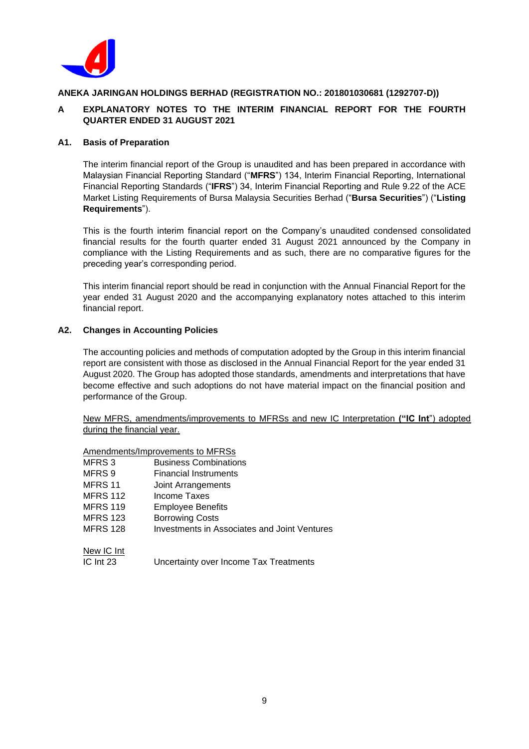**ANEKA JARINGAN HOLDINGS BERHAD (REGISTRATION NO.: 201801030681 (1292707-D))**

## A EXPLANATORY NOTES TO THE INTERIM FINANCIAL REPORT FOR THE FOURTH QUARTER ENDED 31 AUGUST 2021

### A1. Basis of Preparation

The interim financial report of the Group is unaudited and has been prepared in accordance with Malaysian Financial Reporting Standard ("**MFRS**") 134, Interim Financial Reporting, International Financial Reporting Standards ("**IFRS**") 34, Interim Financial Reporting and Rule 9.22 of the ACE Market Listing Requirements of Bursa Malaysia Securities Berhad ("**Bursa Securities**") ("**Listing Requirements**").

This is the fourth interim financial report on the Company's unaudited condensed consolidated financial results for the fourth quarter ended 31 August 2021 announced by the Company in compliance with the Listing Requirements and as such, there are no comparative figures for the preceding year's corresponding period.

This interim financial report should be read in conjunction with the Annual Financial Report for the year ended 31 August 2020 and the accompanying explanatory notes attached to this interim financial report.

### A2. Changes in Accounting Policies

The accounting policies and methods of computation adopted by the Group in this interim financial report are consistent with those as disclosed in the Annual Financial Report for the year ended 31 August 2020. The Group has adopted those standards, amendments and interpretations that have become effective and such adoptions do not have material impact on the financial position and performance of the Group.

New MFRS, amendments/improvements to MFRSs and new IC Interpretation **("IC Int**") adopted during the financial year.

Amendments/Improvements to MFRSs

| | |
|---|---|
| MFRS 3 | Business Combinations |
| MFRS 9 | Financial Instruments |
| MFRS 11 | Joint Arrangements |
| MFRS 112 | Income Taxes |
| MFRS 119 | Employee Benefits |
| MFRS 123 | Borrowing Costs |
| MFRS 128 | Investments in Associates and Joint Ventures |

New IC Int

| | |
|---|---|
| IC Int 23 | Uncertainty over Income Tax Treatments |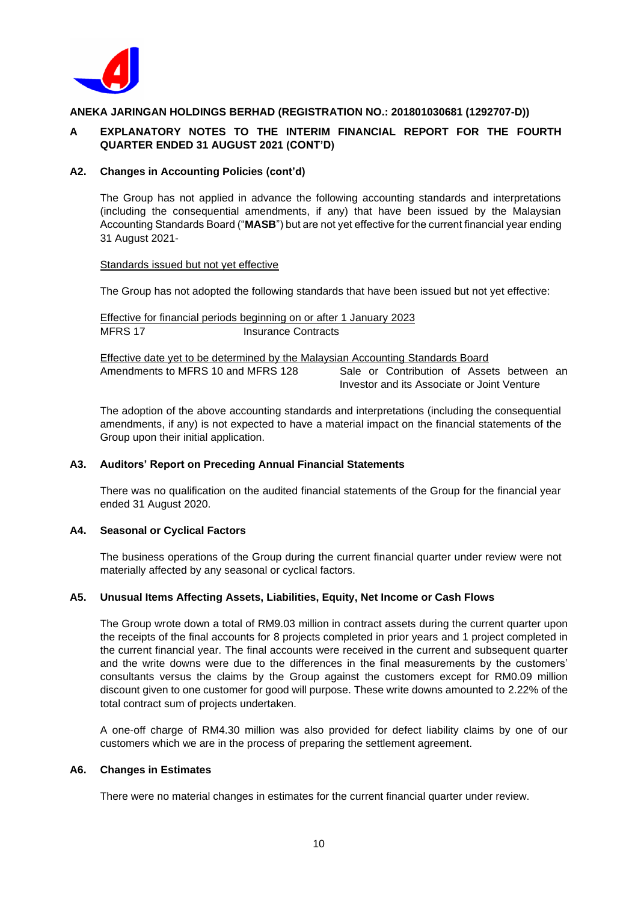**ANEKA JARINGAN HOLDINGS BERHAD (REGISTRATION NO.: 201801030681 (1292707-D))**

## A EXPLANATORY NOTES TO THE INTERIM FINANCIAL REPORT FOR THE FOURTH QUARTER ENDED 31 AUGUST 2021 (CONT'D)

### A2. Changes in Accounting Policies (cont'd)

The Group has not applied in advance the following accounting standards and interpretations (including the consequential amendments, if any) that have been issued by the Malaysian Accounting Standards Board ("**MASB**") but are not yet effective for the current financial year ending 31 August 2021-

Standards issued but not yet effective

The Group has not adopted the following standards that have been issued but not yet effective:

Effective for financial periods beginning on or after 1 January 2023

| | |
|---|---|
| MFRS 17 | Insurance Contracts |

Effective date yet to be determined by the Malaysian Accounting Standards Board

| | |
|---|---|
| Amendments to MFRS 10 and MFRS 128 | Sale or Contribution of Assets between an Investor and its Associate or Joint Venture |

The adoption of the above accounting standards and interpretations (including the consequential amendments, if any) is not expected to have a material impact on the financial statements of the Group upon their initial application.

### A3. Auditors' Report on Preceding Annual Financial Statements

There was no qualification on the audited financial statements of the Group for the financial year ended 31 August 2020.

### A4. Seasonal or Cyclical Factors

The business operations of the Group during the current financial quarter under review were not materially affected by any seasonal or cyclical factors.

### A5. Unusual Items Affecting Assets, Liabilities, Equity, Net Income or Cash Flows

The Group wrote down a total of RM9.03 million in contract assets during the current quarter upon the receipts of the final accounts for 8 projects completed in prior years and 1 project completed in the current financial year. The final accounts were received in the current and subsequent quarter and the write downs were due to the differences in the final measurements by the customers' consultants versus the claims by the Group against the customers except for RM0.09 million discount given to one customer for good will purpose. These write downs amounted to 2.22% of the total contract sum of projects undertaken.

A one-off charge of RM4.30 million was also provided for defect liability claims by one of our customers which we are in the process of preparing the settlement agreement.

### A6. Changes in Estimates

There were no material changes in estimates for the current financial quarter under review.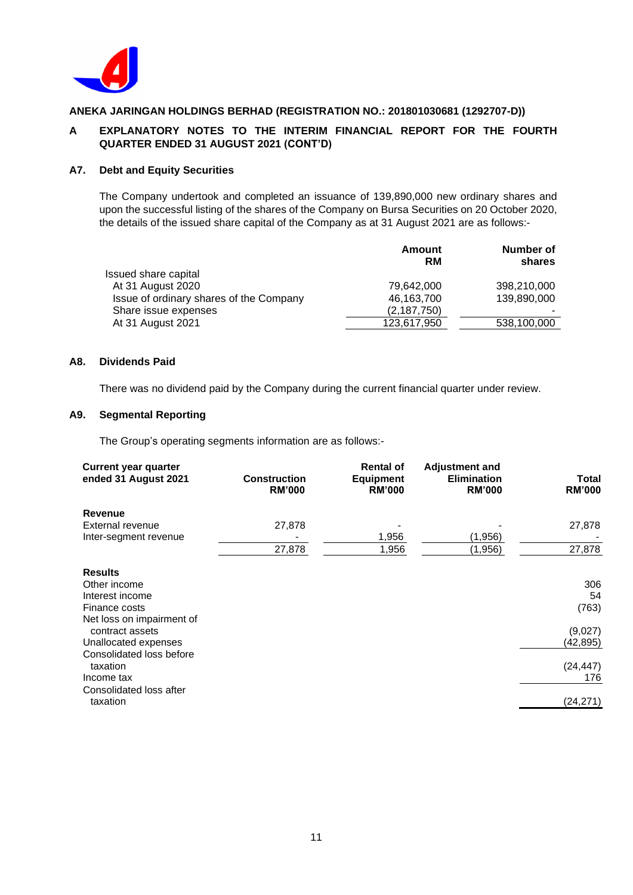ANEKA JARINGAN HOLDINGS BERHAD (REGISTRATION NO.: 201801030681 (1292707-D))

## A EXPLANATORY NOTES TO THE INTERIM FINANCIAL REPORT FOR THE FOURTH QUARTER ENDED 31 AUGUST 2021 (CONT'D)

### A7. Debt and Equity Securities

The Company undertook and completed an issuance of 139,890,000 new ordinary shares and upon the successful listing of the shares of the Company on Bursa Securities on 20 October 2020, the details of the issued share capital of the Company as at 31 August 2021 are as follows:-

| | Amount RM | Number of shares |
|---|---|---|
| Issued share capital | | |
| At 31 August 2020 | 79,642,000 | 398,210,000 |
| Issue of ordinary shares of the Company | 46,163,700 | 139,890,000 |
| Share issue expenses | (2,187,750) | - |
| At 31 August 2021 | 123,617,950 | 538,100,000 |

### A8. Dividends Paid

There was no dividend paid by the Company during the current financial quarter under review.

### A9. Segmental Reporting

The Group's operating segments information are as follows:-

| Current year quarter ended 31 August 2021 | Construction RM'000 | Rental of Equipment RM'000 | Adjustment and Elimination RM'000 | Total RM'000 |
|---|---|---|---|---|
| **Revenue** | | | | |
| External revenue | 27,878 | - | - | 27,878 |
| Inter-segment revenue | - | 1,956 | (1,956) | - |
| | 27,878 | 1,956 | (1,956) | 27,878 |
| **Results** | | | | |
| Other income | | | | 306 |
| Interest income | | | | 54 |
| Finance costs | | | | (763) |
| Net loss on impairment of contract assets | | | | (9,027) |
| Unallocated expenses | | | | (42,895) |
| Consolidated loss before taxation | | | | (24,447) |
| Income tax | | | | 176 |
| Consolidated loss after taxation | | | | (24,271) |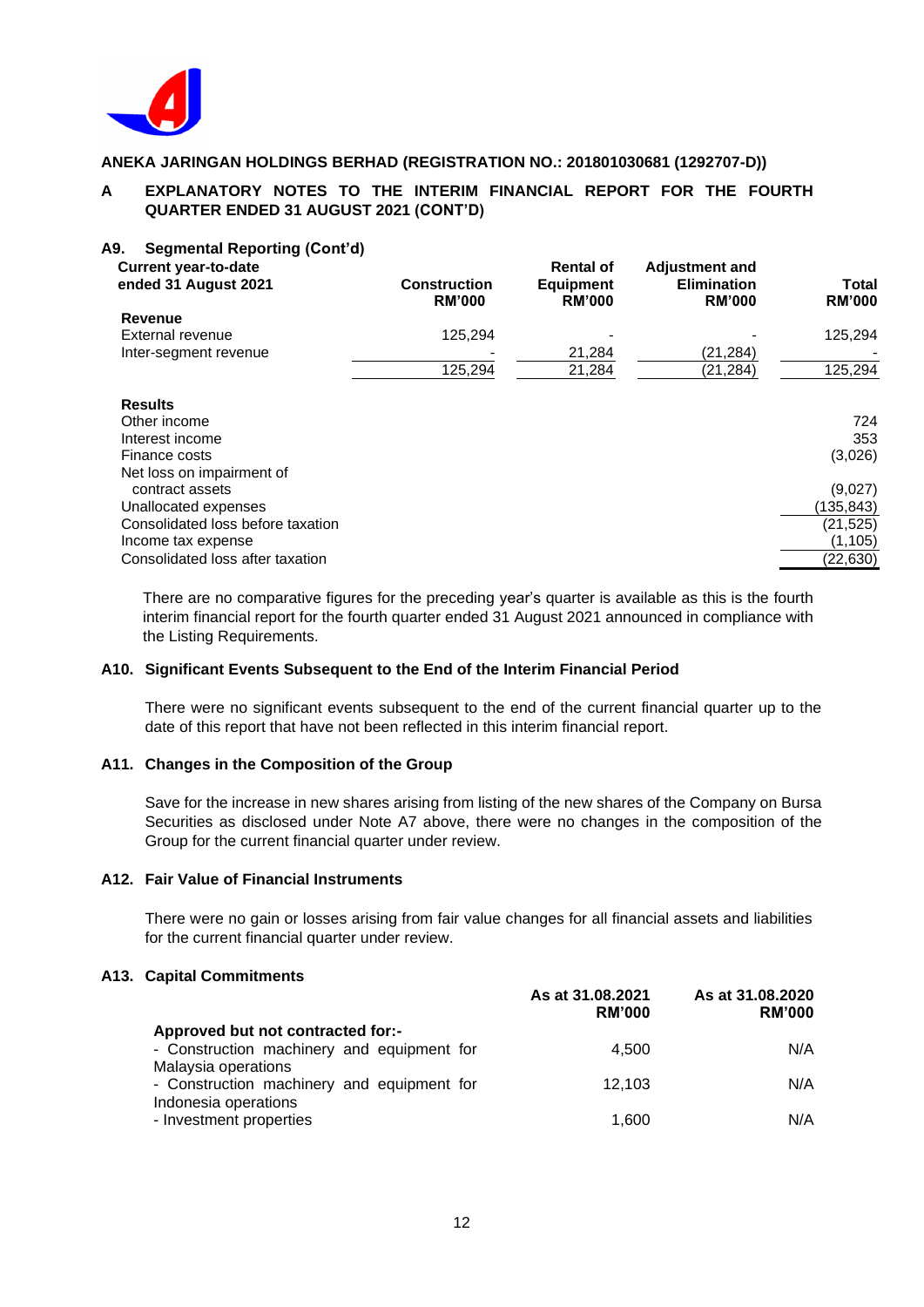**ANEKA JARINGAN HOLDINGS BERHAD (REGISTRATION NO.: 201801030681 (1292707-D))**

**A EXPLANATORY NOTES TO THE INTERIM FINANCIAL REPORT FOR THE FOURTH QUARTER ENDED 31 AUGUST 2021 (CONT'D)**

### A9. Segmental Reporting (Cont'd)

| Current year-to-date ended 31 August 2021 | Construction RM'000 | Rental of Equipment RM'000 | Adjustment and Elimination RM'000 | Total RM'000 |
|---|---|---|---|---|
| **Revenue** | | | | |
| External revenue | 125,294 | - | - | 125,294 |
| Inter-segment revenue | - | 21,284 | (21,284) | - |
| | 125,294 | 21,284 | (21,284) | 125,294 |
| | | | | |
| **Results** | | | | |
| Other income | | | | 724 |
| Interest income | | | | 353 |
| Finance costs | | | | (3,026) |
| Net loss on impairment of contract assets | | | | (9,027) |
| Unallocated expenses | | | | (135,843) |
| Consolidated loss before taxation | | | | (21,525) |
| Income tax expense | | | | (1,105) |
| Consolidated loss after taxation | | | | (22,630) |

There are no comparative figures for the preceding year's quarter is available as this is the fourth interim financial report for the fourth quarter ended 31 August 2021 announced in compliance with the Listing Requirements.

### A10. Significant Events Subsequent to the End of the Interim Financial Period

There were no significant events subsequent to the end of the current financial quarter up to the date of this report that have not been reflected in this interim financial report.

### A11. Changes in the Composition of the Group

Save for the increase in new shares arising from listing of the new shares of the Company on Bursa Securities as disclosed under Note A7 above, there were no changes in the composition of the Group for the current financial quarter under review.

### A12. Fair Value of Financial Instruments

There were no gain or losses arising from fair value changes for all financial assets and liabilities for the current financial quarter under review.

### A13. Capital Commitments

| | As at 31.08.2021 RM'000 | As at 31.08.2020 RM'000 |
|---|---|---|
| **Approved but not contracted for:-** | | |
| - Construction machinery and equipment for Malaysia operations | 4,500 | N/A |
| - Construction machinery and equipment for Indonesia operations | 12,103 | N/A |
| - Investment properties | 1,600 | N/A |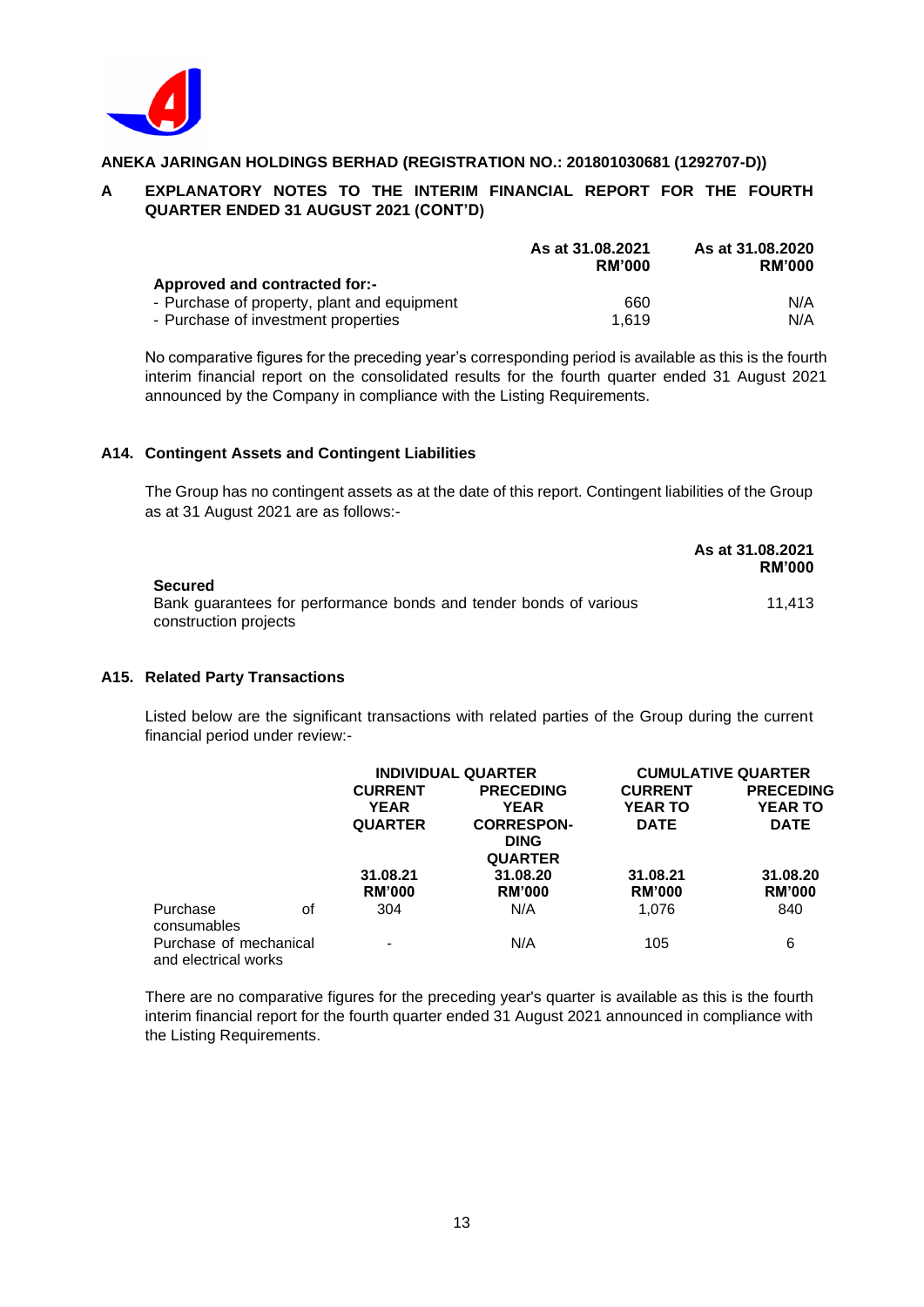**ANEKA JARINGAN HOLDINGS BERHAD (REGISTRATION NO.: 201801030681 (1292707-D))**

**A EXPLANATORY NOTES TO THE INTERIM FINANCIAL REPORT FOR THE FOURTH QUARTER ENDED 31 AUGUST 2021 (CONT'D)**

| | As at 31.08.2021 RM'000 | As at 31.08.2020 RM'000 |
|---|---|---|
| **Approved and contracted for:-** | | |
| - Purchase of property, plant and equipment | 660 | N/A |
| - Purchase of investment properties | 1,619 | N/A |

No comparative figures for the preceding year's corresponding period is available as this is the fourth interim financial report on the consolidated results for the fourth quarter ended 31 August 2021 announced by the Company in compliance with the Listing Requirements.

### A14. Contingent Assets and Contingent Liabilities

The Group has no contingent assets as at the date of this report. Contingent liabilities of the Group as at 31 August 2021 are as follows:-

| | As at 31.08.2021 RM'000 |
|---|---|
| **Secured** | |
| Bank guarantees for performance bonds and tender bonds of various construction projects | 11,413 |

### A15. Related Party Transactions

Listed below are the significant transactions with related parties of the Group during the current financial period under review:-

| | INDIVIDUAL QUARTER | | CUMULATIVE QUARTER | |
|---|---|---|---|---|
| | CURRENT YEAR QUARTER | PRECEDING YEAR CORRESPONDING QUARTER | CURRENT YEAR TO DATE | PRECEDING YEAR TO DATE |
| | 31.08.21 RM'000 | 31.08.20 RM'000 | 31.08.21 RM'000 | 31.08.20 RM'000 |
| Purchase of consumables | 304 | N/A | 1,076 | 840 |
| Purchase of mechanical and electrical works | - | N/A | 105 | 6 |

There are no comparative figures for the preceding year's quarter is available as this is the fourth interim financial report for the fourth quarter ended 31 August 2021 announced in compliance with the Listing Requirements.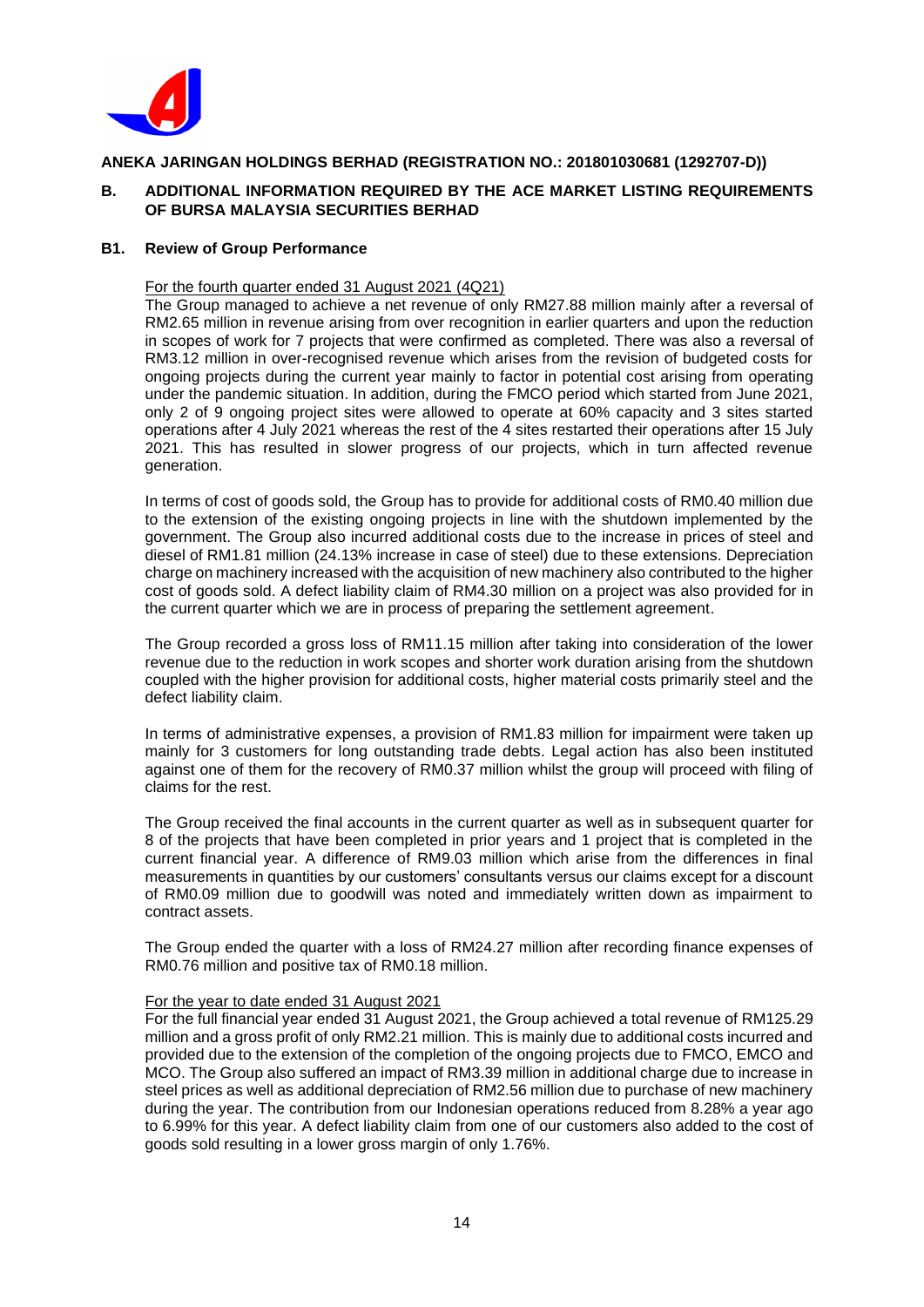**ANEKA JARINGAN HOLDINGS BERHAD (REGISTRATION NO.: 201801030681 (1292707-D))**

## B. ADDITIONAL INFORMATION REQUIRED BY THE ACE MARKET LISTING REQUIREMENTS OF BURSA MALAYSIA SECURITIES BERHAD

### B1. Review of Group Performance

For the fourth quarter ended 31 August 2021 (4Q21)

The Group managed to achieve a net revenue of only RM27.88 million mainly after a reversal of RM2.65 million in revenue arising from over recognition in earlier quarters and upon the reduction in scopes of work for 7 projects that were confirmed as completed. There was also a reversal of RM3.12 million in over-recognised revenue which arises from the revision of budgeted costs for ongoing projects during the current year mainly to factor in potential cost arising from operating under the pandemic situation. In addition, during the FMCO period which started from June 2021, only 2 of 9 ongoing project sites were allowed to operate at 60% capacity and 3 sites started operations after 4 July 2021 whereas the rest of the 4 sites restarted their operations after 15 July 2021. This has resulted in slower progress of our projects, which in turn affected revenue generation.

In terms of cost of goods sold, the Group has to provide for additional costs of RM0.40 million due to the extension of the existing ongoing projects in line with the shutdown implemented by the government. The Group also incurred additional costs due to the increase in prices of steel and diesel of RM1.81 million (24.13% increase in case of steel) due to these extensions. Depreciation charge on machinery increased with the acquisition of new machinery also contributed to the higher cost of goods sold. A defect liability claim of RM4.30 million on a project was also provided for in the current quarter which we are in process of preparing the settlement agreement.

The Group recorded a gross loss of RM11.15 million after taking into consideration of the lower revenue due to the reduction in work scopes and shorter work duration arising from the shutdown coupled with the higher provision for additional costs, higher material costs primarily steel and the defect liability claim.

In terms of administrative expenses, a provision of RM1.83 million for impairment were taken up mainly for 3 customers for long outstanding trade debts. Legal action has also been instituted against one of them for the recovery of RM0.37 million whilst the group will proceed with filing of claims for the rest.

The Group received the final accounts in the current quarter as well as in subsequent quarter for 8 of the projects that have been completed in prior years and 1 project that is completed in the current financial year. A difference of RM9.03 million which arise from the differences in final measurements in quantities by our customers' consultants versus our claims except for a discount of RM0.09 million due to goodwill was noted and immediately written down as impairment to contract assets.

The Group ended the quarter with a loss of RM24.27 million after recording finance expenses of RM0.76 million and positive tax of RM0.18 million.

For the year to date ended 31 August 2021

For the full financial year ended 31 August 2021, the Group achieved a total revenue of RM125.29 million and a gross profit of only RM2.21 million. This is mainly due to additional costs incurred and provided due to the extension of the completion of the ongoing projects due to FMCO, EMCO and MCO. The Group also suffered an impact of RM3.39 million in additional charge due to increase in steel prices as well as additional depreciation of RM2.56 million due to purchase of new machinery during the year. The contribution from our Indonesian operations reduced from 8.28% a year ago to 6.99% for this year. A defect liability claim from one of our customers also added to the cost of goods sold resulting in a lower gross margin of only 1.76%.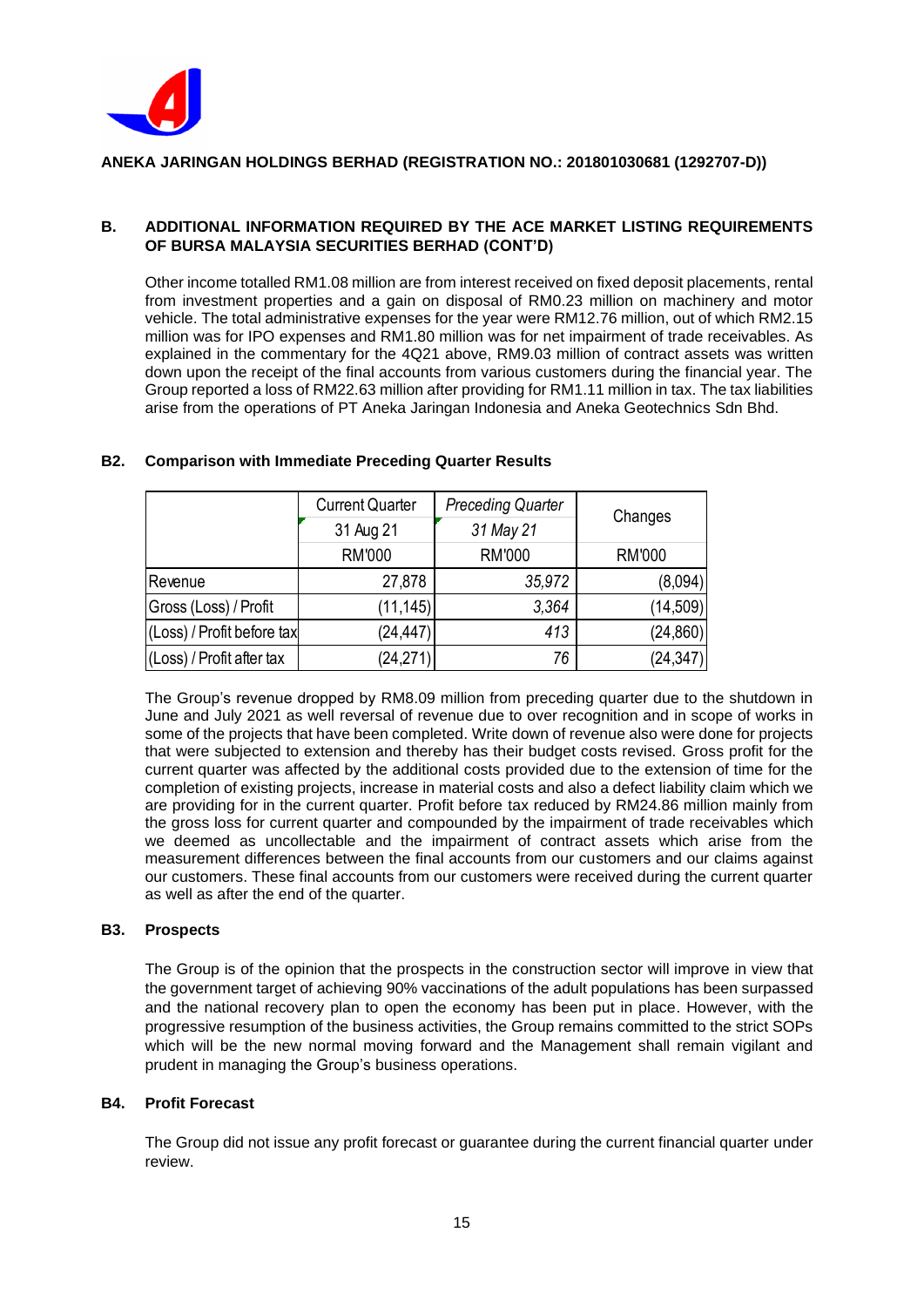**ANEKA JARINGAN HOLDINGS BERHAD (REGISTRATION NO.: 201801030681 (1292707-D))**

## B. ADDITIONAL INFORMATION REQUIRED BY THE ACE MARKET LISTING REQUIREMENTS OF BURSA MALAYSIA SECURITIES BERHAD (CONT'D)

Other income totalled RM1.08 million are from interest received on fixed deposit placements, rental from investment properties and a gain on disposal of RM0.23 million on machinery and motor vehicle. The total administrative expenses for the year were RM12.76 million, out of which RM2.15 million was for IPO expenses and RM1.80 million was for net impairment of trade receivables. As explained in the commentary for the 4Q21 above, RM9.03 million of contract assets was written down upon the receipt of the final accounts from various customers during the financial year. The Group reported a loss of RM22.63 million after providing for RM1.11 million in tax. The tax liabilities arise from the operations of PT Aneka Jaringan Indonesia and Aneka Geotechnics Sdn Bhd.

### B2. Comparison with Immediate Preceding Quarter Results

| | Current Quarter<br>31 Aug 21 | *Preceding Quarter*<br>*31 May 21* | Changes |
|---|---|---|---|
| | RM'000 | RM'000 | RM'000 |
| Revenue | 27,878 | *35,972* | (8,094) |
| Gross (Loss) / Profit | (11,145) | *3,364* | (14,509) |
| (Loss) / Profit before tax | (24,447) | *413* | (24,860) |
| (Loss) / Profit after tax | (24,271) | *76* | (24,347) |

The Group's revenue dropped by RM8.09 million from preceding quarter due to the shutdown in June and July 2021 as well reversal of revenue due to over recognition and in scope of works in some of the projects that have been completed. Write down of revenue also were done for projects that were subjected to extension and thereby has their budget costs revised. Gross profit for the current quarter was affected by the additional costs provided due to the extension of time for the completion of existing projects, increase in material costs and also a defect liability claim which we are providing for in the current quarter. Profit before tax reduced by RM24.86 million mainly from the gross loss for current quarter and compounded by the impairment of trade receivables which we deemed as uncollectable and the impairment of contract assets which arise from the measurement differences between the final accounts from our customers and our claims against our customers. These final accounts from our customers were received during the current quarter as well as after the end of the quarter.

### B3. Prospects

The Group is of the opinion that the prospects in the construction sector will improve in view that the government target of achieving 90% vaccinations of the adult populations has been surpassed and the national recovery plan to open the economy has been put in place. However, with the progressive resumption of the business activities, the Group remains committed to the strict SOPs which will be the new normal moving forward and the Management shall remain vigilant and prudent in managing the Group's business operations.

### B4. Profit Forecast

The Group did not issue any profit forecast or guarantee during the current financial quarter under review.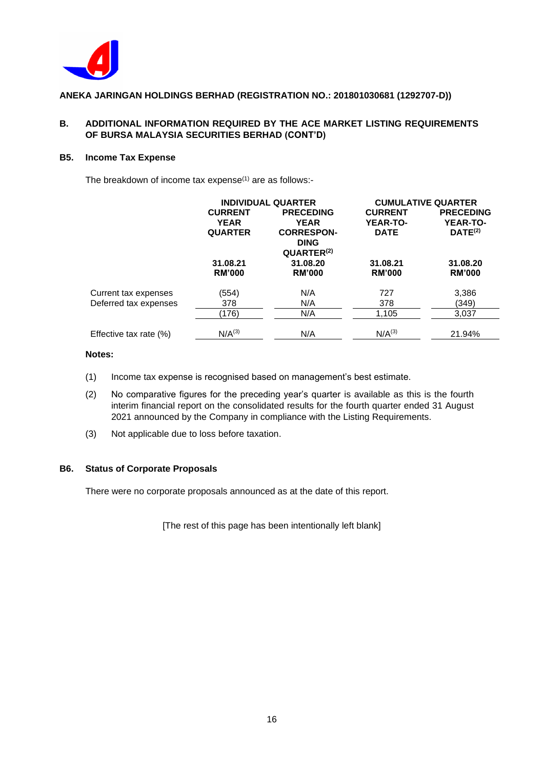**ANEKA JARINGAN HOLDINGS BERHAD (REGISTRATION NO.: 201801030681 (1292707-D))**

## B. ADDITIONAL INFORMATION REQUIRED BY THE ACE MARKET LISTING REQUIREMENTS OF BURSA MALAYSIA SECURITIES BERHAD (CONT'D)

### B5. Income Tax Expense

The breakdown of income tax expense[1] are as follows:-

| | INDIVIDUAL QUARTER | | CUMULATIVE QUARTER | |
|---|---|---|---|---|
| | CURRENT YEAR QUARTER | PRECEDING YEAR CORRESPONDING QUARTER[2] | CURRENT YEAR-TO-DATE | PRECEDING YEAR-TO-DATE[2] |
| | 31.08.21 RM'000 | 31.08.20 RM'000 | 31.08.21 RM'000 | 31.08.20 RM'000 |
| Current tax expenses | (554) | N/A | 727 | 3,386 |
| Deferred tax expenses | 378 | N/A | 378 | (349) |
| | (176) | N/A | 1,105 | 3,037 |
| Effective tax rate (%) | N/A[3] | N/A | N/A[3] | 21.94% |

**Notes:**

(1) Income tax expense is recognised based on management's best estimate.

(2) No comparative figures for the preceding year's quarter is available as this is the fourth interim financial report on the consolidated results for the fourth quarter ended 31 August 2021 announced by the Company in compliance with the Listing Requirements.

(3) Not applicable due to loss before taxation.

### B6. Status of Corporate Proposals

There were no corporate proposals announced as at the date of this report.

[The rest of this page has been intentionally left blank]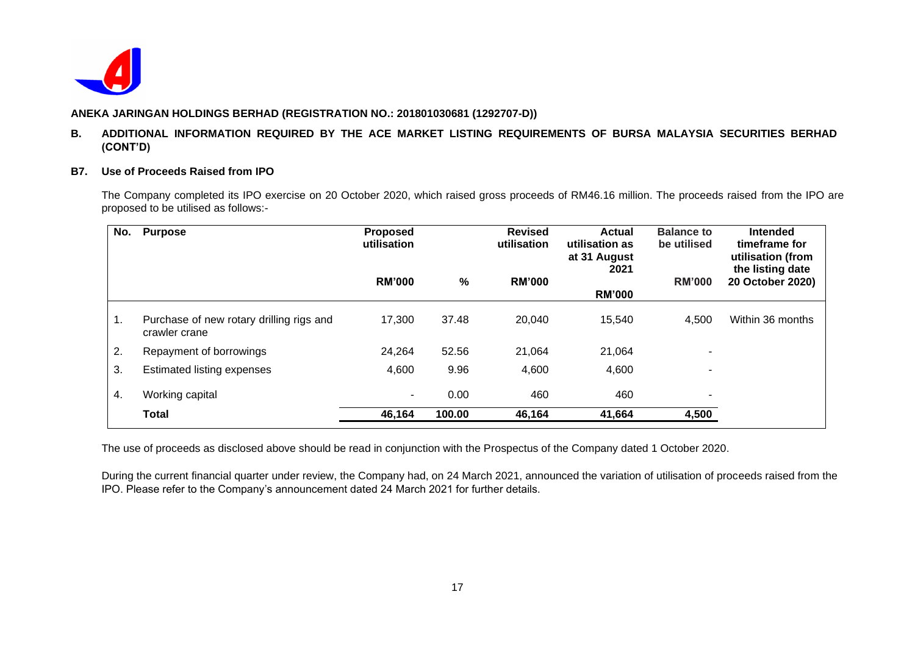**ANEKA JARINGAN HOLDINGS BERHAD (REGISTRATION NO.: 201801030681 (1292707-D))**

## B. ADDITIONAL INFORMATION REQUIRED BY THE ACE MARKET LISTING REQUIREMENTS OF BURSA MALAYSIA SECURITIES BERHAD (CONT'D)

### B7. Use of Proceeds Raised from IPO

The Company completed its IPO exercise on 20 October 2020, which raised gross proceeds of RM46.16 million. The proceeds raised from the IPO are proposed to be utilised as follows:-

| No. | Purpose | Proposed utilisation RM'000 | % | Revised utilisation RM'000 | Actual utilisation as at 31 August 2021 RM'000 | Balance to be utilised RM'000 | Intended timeframe for utilisation (from the listing date 20 October 2020) |
|---|---|---|---|---|---|---|---|
| 1. | Purchase of new rotary drilling rigs and crawler crane | 17,300 | 37.48 | 20,040 | 15,540 | 4,500 | Within 36 months |
| 2. | Repayment of borrowings | 24,264 | 52.56 | 21,064 | 21,064 | - | |
| 3. | Estimated listing expenses | 4,600 | 9.96 | 4,600 | 4,600 | - | |
| 4. | Working capital | - | 0.00 | 460 | 460 | - | |
| | **Total** | **46,164** | **100.00** | **46,164** | **41,664** | **4,500** | |

The use of proceeds as disclosed above should be read in conjunction with the Prospectus of the Company dated 1 October 2020.

During the current financial quarter under review, the Company had, on 24 March 2021, announced the variation of utilisation of proceeds raised from the IPO. Please refer to the Company's announcement dated 24 March 2021 for further details.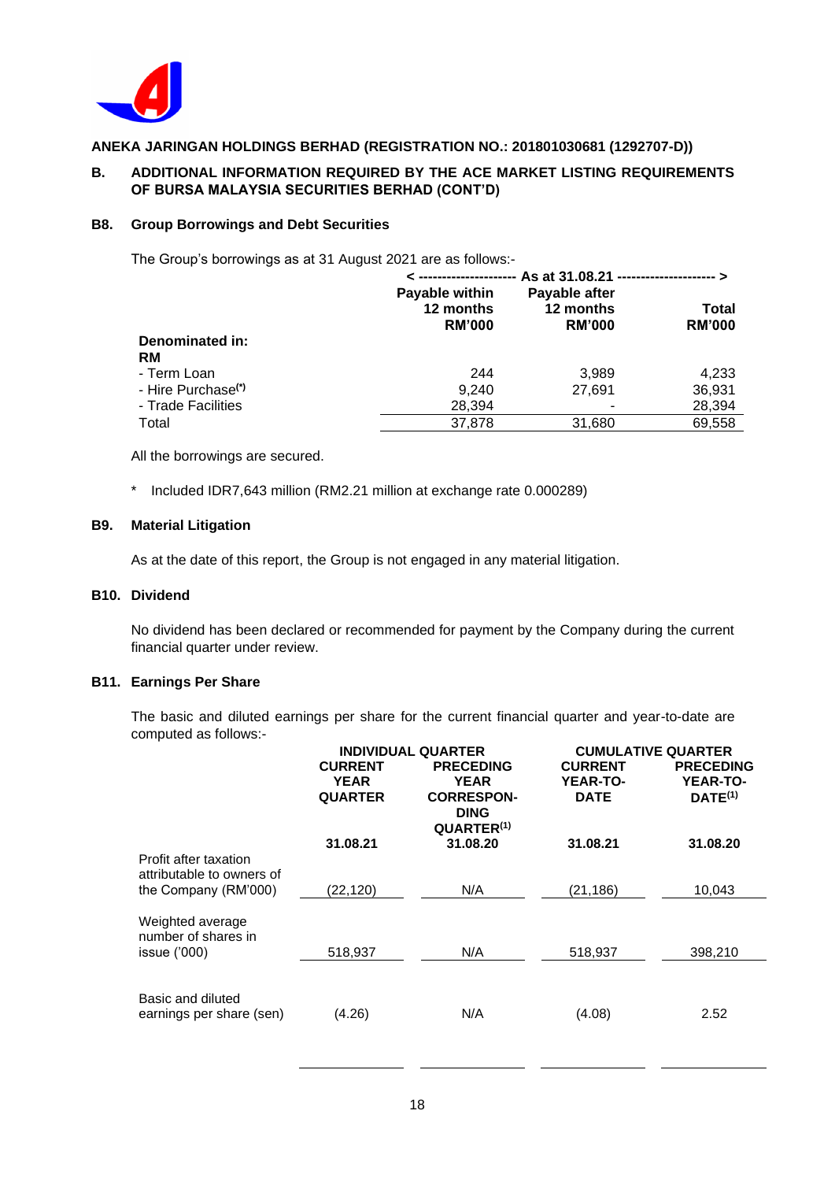**ANEKA JARINGAN HOLDINGS BERHAD (REGISTRATION NO.: 201801030681 (1292707-D))**

## B. ADDITIONAL INFORMATION REQUIRED BY THE ACE MARKET LISTING REQUIREMENTS OF BURSA MALAYSIA SECURITIES BERHAD (CONT'D)

### B8. Group Borrowings and Debt Securities

The Group's borrowings as at 31 August 2021 are as follows:-

| | As at 31.08.21 | | |
|---|---|---|---|
| | Payable within 12 months RM'000 | Payable after 12 months RM'000 | Total RM'000 |
| **Denominated in:** | | | |
| **RM** | | | |
| - Term Loan | 244 | 3,989 | 4,233 |
| - Hire Purchase(*) | 9,240 | 27,691 | 36,931 |
| - Trade Facilities | 28,394 | - | 28,394 |
| Total | 37,878 | 31,680 | 69,558 |

All the borrowings are secured.

\* Included IDR7,643 million (RM2.21 million at exchange rate 0.000289)

### B9. Material Litigation

As at the date of this report, the Group is not engaged in any material litigation.

### B10. Dividend

No dividend has been declared or recommended for payment by the Company during the current financial quarter under review.

### B11. Earnings Per Share

The basic and diluted earnings per share for the current financial quarter and year-to-date are computed as follows:-

| | INDIVIDUAL QUARTER | | CUMULATIVE QUARTER | |
|---|---|---|---|---|
| | CURRENT YEAR QUARTER | PRECEDING YEAR CORRESPONDING QUARTER[1] | CURRENT YEAR-TO-DATE | PRECEDING YEAR-TO-DATE[1] |
| | 31.08.21 | 31.08.20 | 31.08.21 | 31.08.20 |
| Profit after taxation attributable to owners of the Company (RM'000) | (22,120) | N/A | (21,186) | 10,043 |
| Weighted average number of shares in issue ('000) | 518,937 | N/A | 518,937 | 398,210 |
| Basic and diluted earnings per share (sen) | (4.26) | N/A | (4.08) | 2.52 |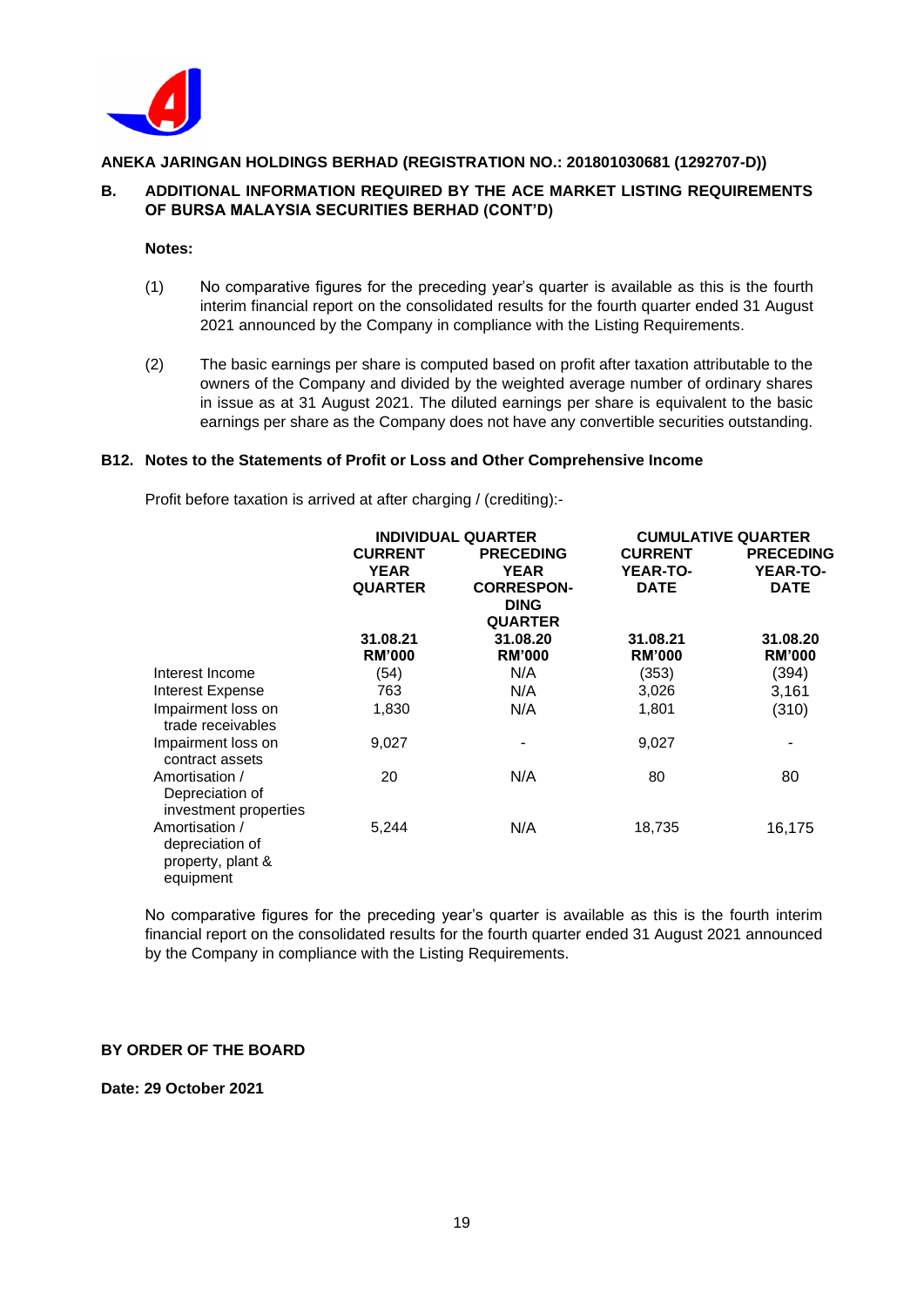**ANEKA JARINGAN HOLDINGS BERHAD (REGISTRATION NO.: 201801030681 (1292707-D))**

**B. ADDITIONAL INFORMATION REQUIRED BY THE ACE MARKET LISTING REQUIREMENTS OF BURSA MALAYSIA SECURITIES BERHAD (CONT'D)**

**Notes:**

(1) No comparative figures for the preceding year's quarter is available as this is the fourth interim financial report on the consolidated results for the fourth quarter ended 31 August 2021 announced by the Company in compliance with the Listing Requirements.

(2) The basic earnings per share is computed based on profit after taxation attributable to the owners of the Company and divided by the weighted average number of ordinary shares in issue as at 31 August 2021. The diluted earnings per share is equivalent to the basic earnings per share as the Company does not have any convertible securities outstanding.

**B12. Notes to the Statements of Profit or Loss and Other Comprehensive Income**

Profit before taxation is arrived at after charging / (crediting):-

| | INDIVIDUAL QUARTER | | CUMULATIVE QUARTER | |
|---|---|---|---|---|
| | CURRENT YEAR QUARTER | PRECEDING YEAR CORRESPONDING QUARTER | CURRENT YEAR-TO-DATE | PRECEDING YEAR-TO-DATE |
| | 31.08.21 RM'000 | 31.08.20 RM'000 | 31.08.21 RM'000 | 31.08.20 RM'000 |
| Interest Income | (54) | N/A | (353) | (394) |
| Interest Expense | 763 | N/A | 3,026 | 3,161 |
| Impairment loss on trade receivables | 1,830 | N/A | 1,801 | (310) |
| Impairment loss on contract assets | 9,027 | - | 9,027 | - |
| Amortisation / Depreciation of investment properties | 20 | N/A | 80 | 80 |
| Amortisation / depreciation of property, plant & equipment | 5,244 | N/A | 18,735 | 16,175 |

No comparative figures for the preceding year's quarter is available as this is the fourth interim financial report on the consolidated results for the fourth quarter ended 31 August 2021 announced by the Company in compliance with the Listing Requirements.

**BY ORDER OF THE BOARD**

**Date: 29 October 2021**